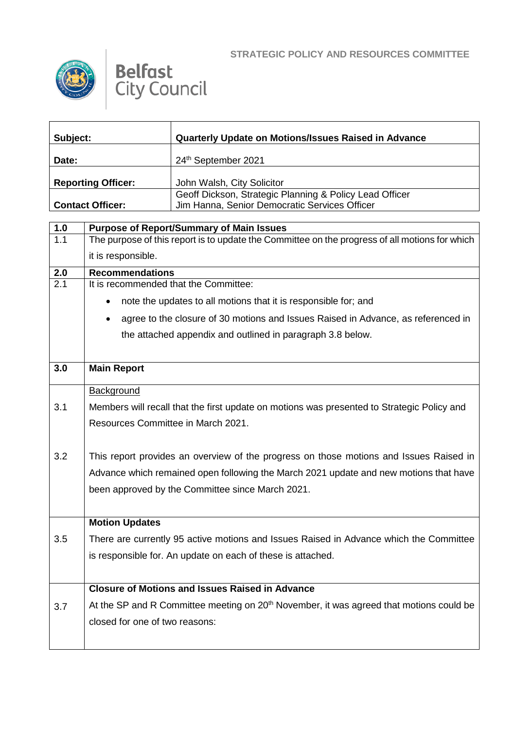STRATEGIC POLICY AND RESOURCES COMMITTEE

Belfast City Council

| Subject: | Quarterly Update on Motions/Issues Raised in Advance |
|---|---|
| Date: | 24th September 2021 |
| Reporting Officer: | John Walsh, City Solicitor |
| Contact Officer: | Geoff Dickson, Strategic Planning & Policy Lead Officer<br>Jim Hanna, Senior Democratic Services Officer |

| | |
|---|---|
| **1.0** | **Purpose of Report/Summary of Main Issues** |
| 1.1 | The purpose of this report is to update the Committee on the progress of all motions for which it is responsible. |
| **2.0** | **Recommendations** |
| 2.1 | It is recommended that the Committee:<br>• note the updates to all motions that it is responsible for; and<br>• agree to the closure of 30 motions and Issues Raised in Advance, as referenced in the attached appendix and outlined in paragraph 3.8 below. |
| **3.0** | **Main Report** |
| | Background |
| 3.1 | Members will recall that the first update on motions was presented to Strategic Policy and Resources Committee in March 2021. |
| 3.2 | This report provides an overview of the progress on those motions and Issues Raised in Advance which remained open following the March 2021 update and new motions that have been approved by the Committee since March 2021. |
| | **Motion Updates** |
| 3.5 | There are currently 95 active motions and Issues Raised in Advance which the Committee is responsible for. An update on each of these is attached. |
| | **Closure of Motions and Issues Raised in Advance** |
| 3.7 | At the SP and R Committee meeting on 20th November, it was agreed that motions could be closed for one of two reasons: |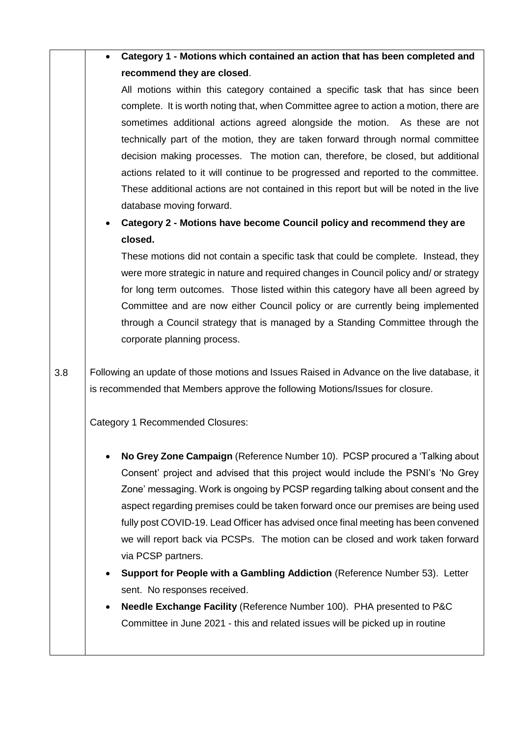- **Category 1 - Motions which contained an action that has been completed and recommend they are closed**.

  All motions within this category contained a specific task that has since been complete. It is worth noting that, when Committee agree to action a motion, there are sometimes additional actions agreed alongside the motion. As these are not technically part of the motion, they are taken forward through normal committee decision making processes. The motion can, therefore, be closed, but additional actions related to it will continue to be progressed and reported to the committee. These additional actions are not contained in this report but will be noted in the live database moving forward.

- **Category 2 - Motions have become Council policy and recommend they are closed.**

  These motions did not contain a specific task that could be complete. Instead, they were more strategic in nature and required changes in Council policy and/ or strategy for long term outcomes. Those listed within this category have all been agreed by Committee and are now either Council policy or are currently being implemented through a Council strategy that is managed by a Standing Committee through the corporate planning process.

3.8 Following an update of those motions and Issues Raised in Advance on the live database, it is recommended that Members approve the following Motions/Issues for closure.

Category 1 Recommended Closures:

- **No Grey Zone Campaign** (Reference Number 10). PCSP procured a 'Talking about Consent' project and advised that this project would include the PSNI's 'No Grey Zone' messaging. Work is ongoing by PCSP regarding talking about consent and the aspect regarding premises could be taken forward once our premises are being used fully post COVID-19. Lead Officer has advised once final meeting has been convened we will report back via PCSPs. The motion can be closed and work taken forward via PCSP partners.
- **Support for People with a Gambling Addiction** (Reference Number 53). Letter sent. No responses received.
- **Needle Exchange Facility** (Reference Number 100). PHA presented to P&C Committee in June 2021 - this and related issues will be picked up in routine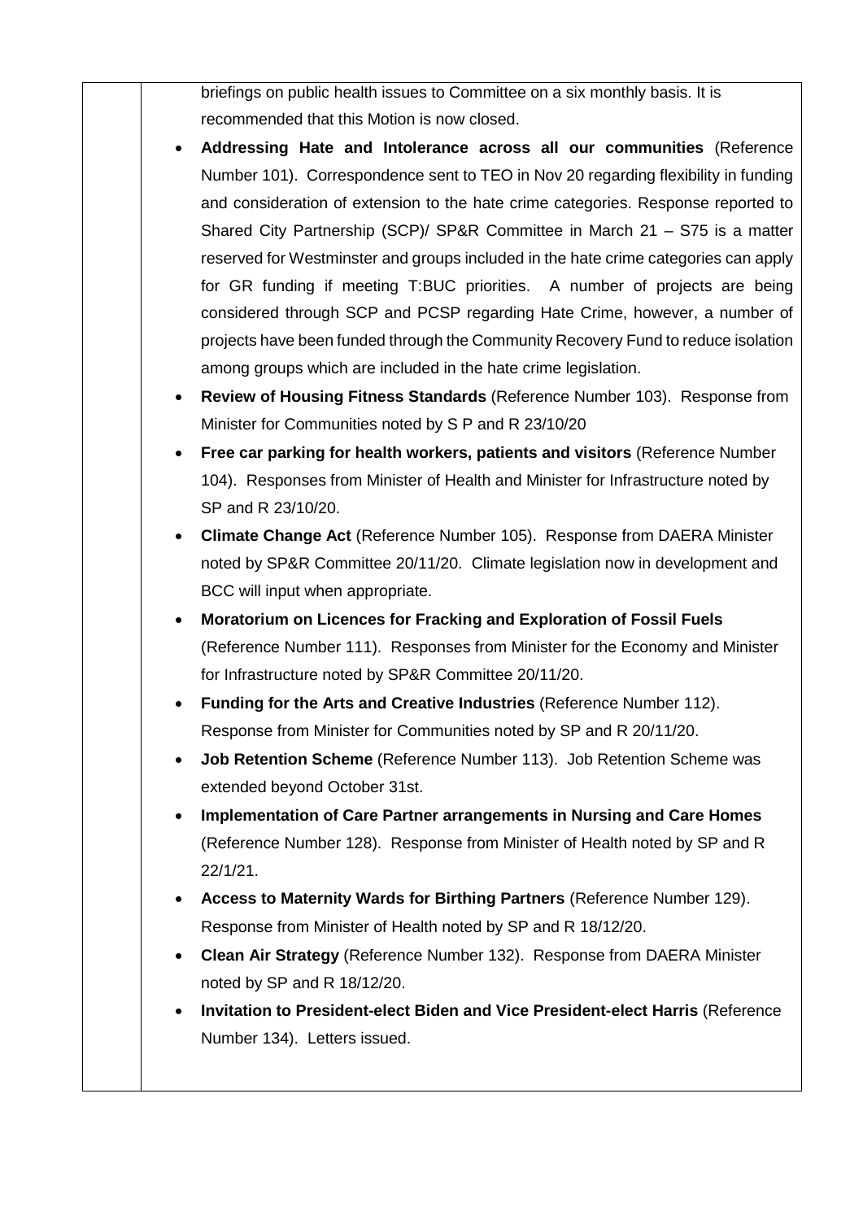briefings on public health issues to Committee on a six monthly basis. It is recommended that this Motion is now closed.

- **Addressing Hate and Intolerance across all our communities** (Reference Number 101). Correspondence sent to TEO in Nov 20 regarding flexibility in funding and consideration of extension to the hate crime categories. Response reported to Shared City Partnership (SCP)/ SP&R Committee in March 21 – S75 is a matter reserved for Westminster and groups included in the hate crime categories can apply for GR funding if meeting T:BUC priorities. A number of projects are being considered through SCP and PCSP regarding Hate Crime, however, a number of projects have been funded through the Community Recovery Fund to reduce isolation among groups which are included in the hate crime legislation.
- **Review of Housing Fitness Standards** (Reference Number 103). Response from Minister for Communities noted by S P and R 23/10/20
- **Free car parking for health workers, patients and visitors** (Reference Number 104). Responses from Minister of Health and Minister for Infrastructure noted by SP and R 23/10/20.
- **Climate Change Act** (Reference Number 105). Response from DAERA Minister noted by SP&R Committee 20/11/20. Climate legislation now in development and BCC will input when appropriate.
- **Moratorium on Licences for Fracking and Exploration of Fossil Fuels** (Reference Number 111). Responses from Minister for the Economy and Minister for Infrastructure noted by SP&R Committee 20/11/20.
- **Funding for the Arts and Creative Industries** (Reference Number 112). Response from Minister for Communities noted by SP and R 20/11/20.
- **Job Retention Scheme** (Reference Number 113). Job Retention Scheme was extended beyond October 31st.
- **Implementation of Care Partner arrangements in Nursing and Care Homes** (Reference Number 128). Response from Minister of Health noted by SP and R 22/1/21.
- **Access to Maternity Wards for Birthing Partners** (Reference Number 129). Response from Minister of Health noted by SP and R 18/12/20.
- **Clean Air Strategy** (Reference Number 132). Response from DAERA Minister noted by SP and R 18/12/20.
- **Invitation to President-elect Biden and Vice President-elect Harris** (Reference Number 134). Letters issued.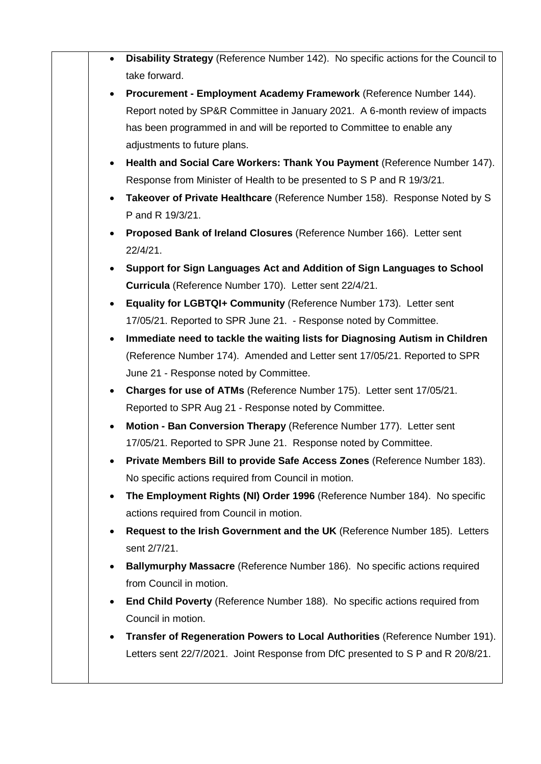- **Disability Strategy** (Reference Number 142). No specific actions for the Council to take forward.
- **Procurement - Employment Academy Framework** (Reference Number 144). Report noted by SP&R Committee in January 2021. A 6-month review of impacts has been programmed in and will be reported to Committee to enable any adjustments to future plans.
- **Health and Social Care Workers: Thank You Payment** (Reference Number 147). Response from Minister of Health to be presented to S P and R 19/3/21.
- **Takeover of Private Healthcare** (Reference Number 158). Response Noted by S P and R 19/3/21.
- **Proposed Bank of Ireland Closures** (Reference Number 166). Letter sent 22/4/21.
- **Support for Sign Languages Act and Addition of Sign Languages to School Curricula** (Reference Number 170). Letter sent 22/4/21.
- **Equality for LGBTQI+ Community** (Reference Number 173). Letter sent 17/05/21. Reported to SPR June 21. - Response noted by Committee.
- **Immediate need to tackle the waiting lists for Diagnosing Autism in Children** (Reference Number 174). Amended and Letter sent 17/05/21. Reported to SPR June 21 - Response noted by Committee.
- **Charges for use of ATMs** (Reference Number 175). Letter sent 17/05/21. Reported to SPR Aug 21 - Response noted by Committee.
- **Motion - Ban Conversion Therapy** (Reference Number 177). Letter sent 17/05/21. Reported to SPR June 21. Response noted by Committee.
- **Private Members Bill to provide Safe Access Zones** (Reference Number 183). No specific actions required from Council in motion.
- **The Employment Rights (NI) Order 1996** (Reference Number 184). No specific actions required from Council in motion.
- **Request to the Irish Government and the UK** (Reference Number 185). Letters sent 2/7/21.
- **Ballymurphy Massacre** (Reference Number 186). No specific actions required from Council in motion.
- **End Child Poverty** (Reference Number 188). No specific actions required from Council in motion.
- **Transfer of Regeneration Powers to Local Authorities** (Reference Number 191). Letters sent 22/7/2021. Joint Response from DfC presented to S P and R 20/8/21.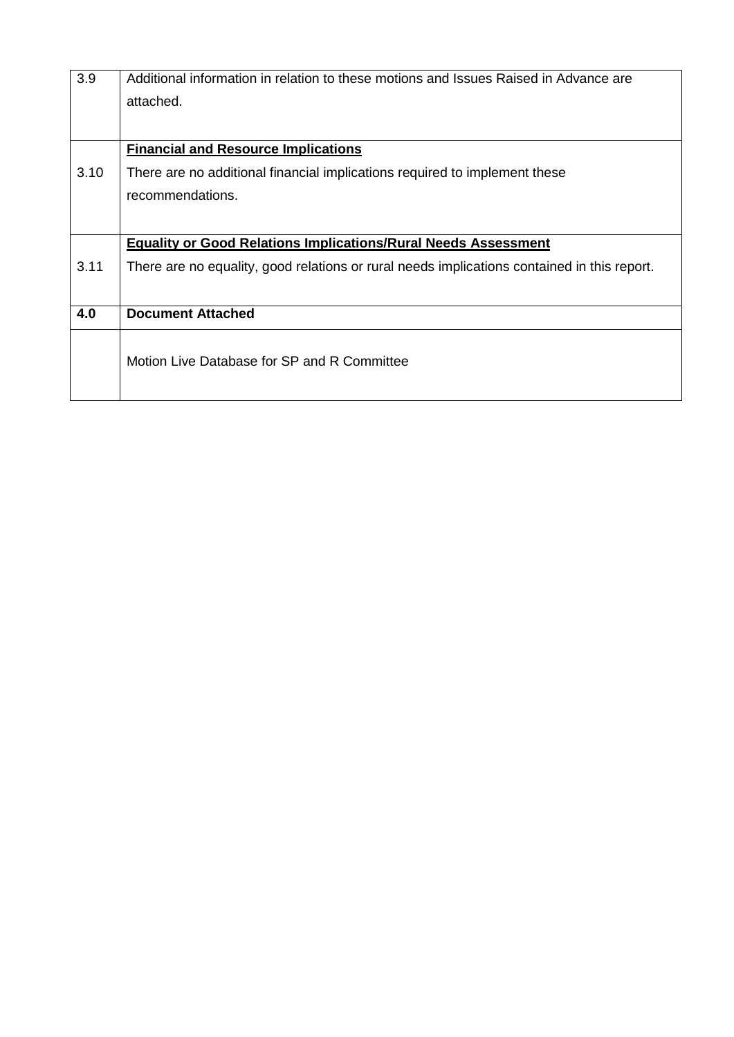| | |
|---|---|
| 3.9 | Additional information in relation to these motions and Issues Raised in Advance are attached. |
| 3.10 | **Financial and Resource Implications**<br>There are no additional financial implications required to implement these recommendations. |
| 3.11 | **Equality or Good Relations Implications/Rural Needs Assessment**<br>There are no equality, good relations or rural needs implications contained in this report. |
| **4.0** | **Document Attached** |
| | Motion Live Database for SP and R Committee |